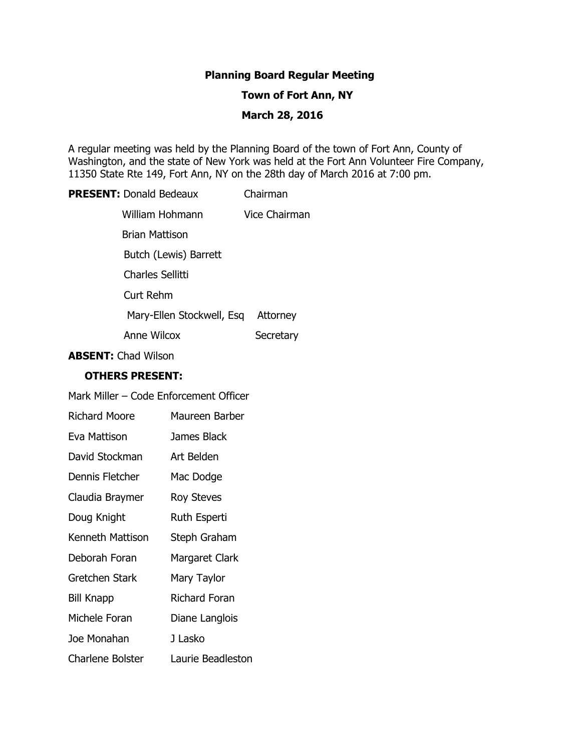**Planning Board Regular Meeting**

**Town of Fort Ann, NY**

**March 28, 2016**

A regular meeting was held by the Planning Board of the town of Fort Ann, County of Washington, and the state of New York was held at the Fort Ann Volunteer Fire Company, 11350 State Rte 149, Fort Ann, NY on the 28th day of March 2016 at 7:00 pm.

**PRESENT:** Donald Bedeaux Chairman

William Hohmann Vice Chairman

Brian Mattison

Butch (Lewis) Barrett

Charles Sellitti

Curt Rehm

Mary-Ellen Stockwell, Esq Attorney

Anne Wilcox Secretary

**ABSENT:** Chad Wilson

**OTHERS PRESENT:**

Mark Miller – Code Enforcement Officer

| | |
|---|---|
| Richard Moore | Maureen Barber |
| Eva Mattison | James Black |
| David Stockman | Art Belden |
| Dennis Fletcher | Mac Dodge |
| Claudia Braymer | Roy Steves |
| Doug Knight | Ruth Esperti |
| Kenneth Mattison | Steph Graham |
| Deborah Foran | Margaret Clark |
| Gretchen Stark | Mary Taylor |
| Bill Knapp | Richard Foran |
| Michele Foran | Diane Langlois |
| Joe Monahan | J Lasko |
| Charlene Bolster | Laurie Beadleston |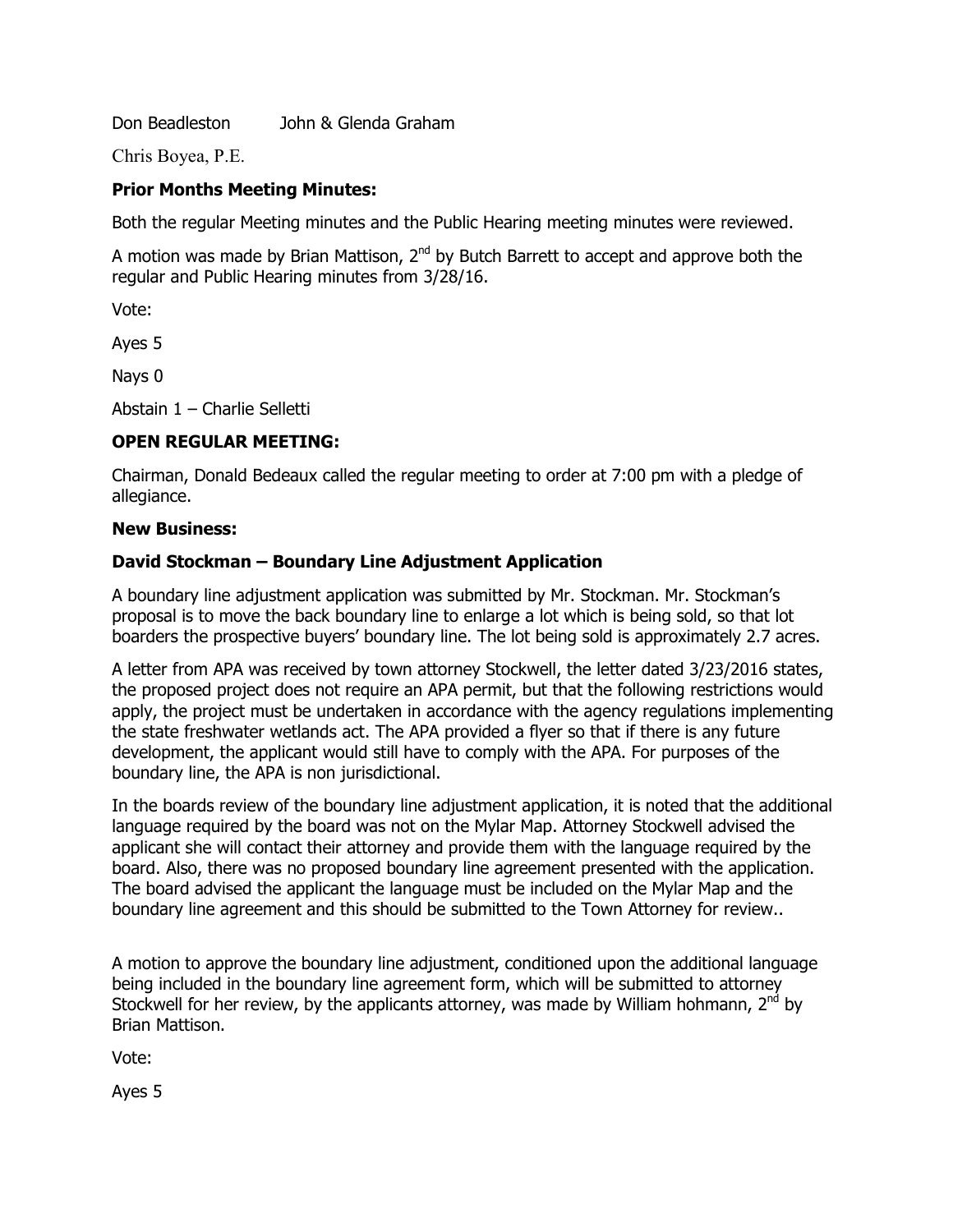Don Beadleston     John & Glenda Graham

Chris Boyea, P.E.

**Prior Months Meeting Minutes:**

Both the regular Meeting minutes and the Public Hearing meeting minutes were reviewed.

A motion was made by Brian Mattison, 2nd by Butch Barrett to accept and approve both the regular and Public Hearing minutes from 3/28/16.

Vote:

Ayes 5

Nays 0

Abstain 1 – Charlie Selletti

**OPEN REGULAR MEETING:**

Chairman, Donald Bedeaux called the regular meeting to order at 7:00 pm with a pledge of allegiance.

**New Business:**

**David Stockman – Boundary Line Adjustment Application**

A boundary line adjustment application was submitted by Mr. Stockman. Mr. Stockman's proposal is to move the back boundary line to enlarge a lot which is being sold, so that lot boarders the prospective buyers' boundary line. The lot being sold is approximately 2.7 acres.

A letter from APA was received by town attorney Stockwell, the letter dated 3/23/2016 states, the proposed project does not require an APA permit, but that the following restrictions would apply, the project must be undertaken in accordance with the agency regulations implementing the state freshwater wetlands act. The APA provided a flyer so that if there is any future development, the applicant would still have to comply with the APA. For purposes of the boundary line, the APA is non jurisdictional.

In the boards review of the boundary line adjustment application, it is noted that the additional language required by the board was not on the Mylar Map. Attorney Stockwell advised the applicant she will contact their attorney and provide them with the language required by the board. Also, there was no proposed boundary line agreement presented with the application. The board advised the applicant the language must be included on the Mylar Map and the boundary line agreement and this should be submitted to the Town Attorney for review..

A motion to approve the boundary line adjustment, conditioned upon the additional language being included in the boundary line agreement form, which will be submitted to attorney Stockwell for her review, by the applicants attorney, was made by William hohmann, 2nd by Brian Mattison.

Vote:

Ayes 5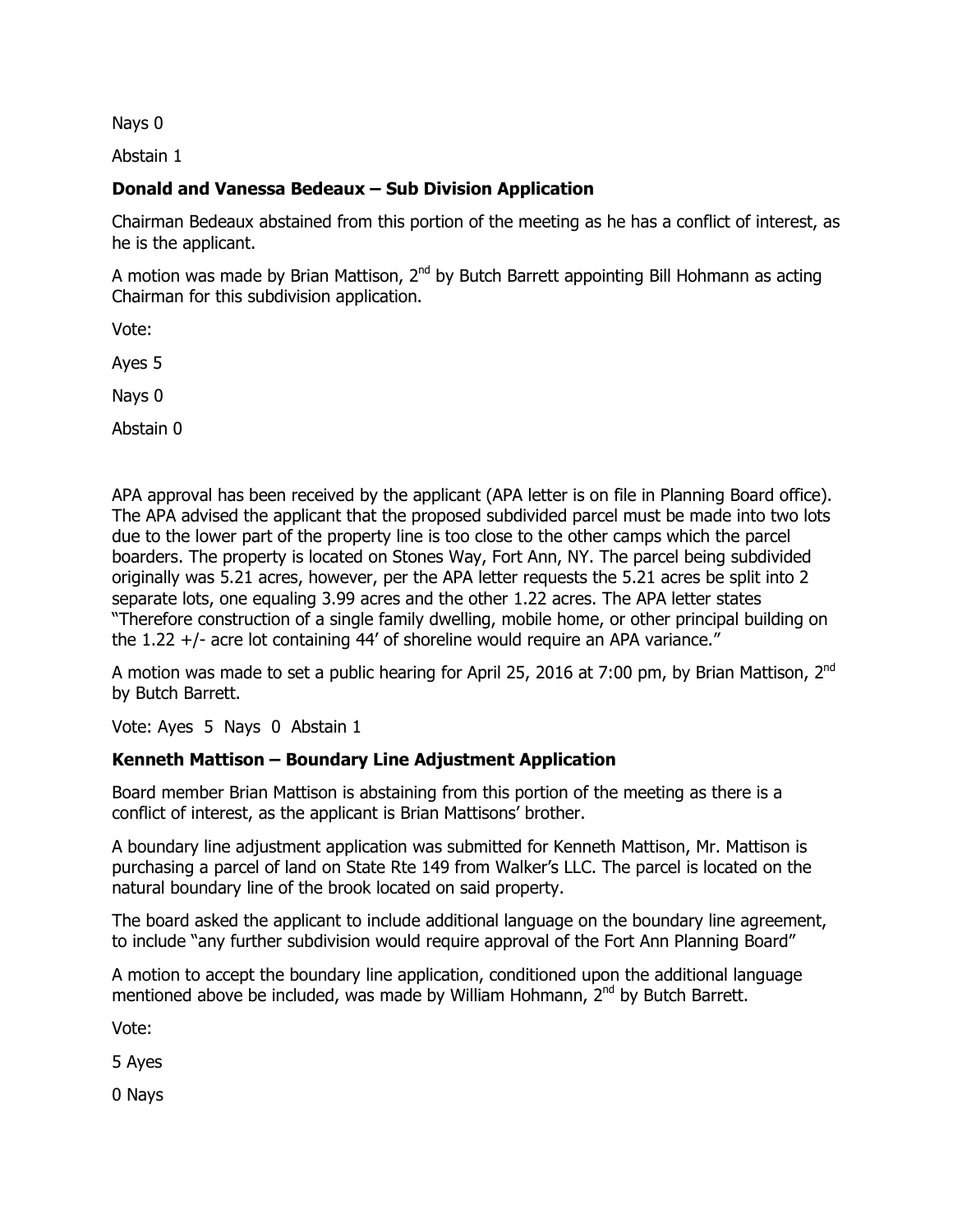Nays 0

Abstain 1

**Donald and Vanessa Bedeaux – Sub Division Application**

Chairman Bedeaux abstained from this portion of the meeting as he has a conflict of interest, as he is the applicant.

A motion was made by Brian Mattison, 2nd by Butch Barrett appointing Bill Hohmann as acting Chairman for this subdivision application.

Vote:

Ayes 5

Nays 0

Abstain 0

APA approval has been received by the applicant (APA letter is on file in Planning Board office). The APA advised the applicant that the proposed subdivided parcel must be made into two lots due to the lower part of the property line is too close to the other camps which the parcel boarders. The property is located on Stones Way, Fort Ann, NY. The parcel being subdivided originally was 5.21 acres, however, per the APA letter requests the 5.21 acres be split into 2 separate lots, one equaling 3.99 acres and the other 1.22 acres. The APA letter states "Therefore construction of a single family dwelling, mobile home, or other principal building on the 1.22 +/- acre lot containing 44' of shoreline would require an APA variance."

A motion was made to set a public hearing for April 25, 2016 at 7:00 pm, by Brian Mattison, 2nd by Butch Barrett.

Vote: Ayes 5 Nays 0 Abstain 1

**Kenneth Mattison – Boundary Line Adjustment Application**

Board member Brian Mattison is abstaining from this portion of the meeting as there is a conflict of interest, as the applicant is Brian Mattisons' brother.

A boundary line adjustment application was submitted for Kenneth Mattison, Mr. Mattison is purchasing a parcel of land on State Rte 149 from Walker's LLC. The parcel is located on the natural boundary line of the brook located on said property.

The board asked the applicant to include additional language on the boundary line agreement, to include "any further subdivision would require approval of the Fort Ann Planning Board"

A motion to accept the boundary line application, conditioned upon the additional language mentioned above be included, was made by William Hohmann, 2nd by Butch Barrett.

Vote:

5 Ayes

0 Nays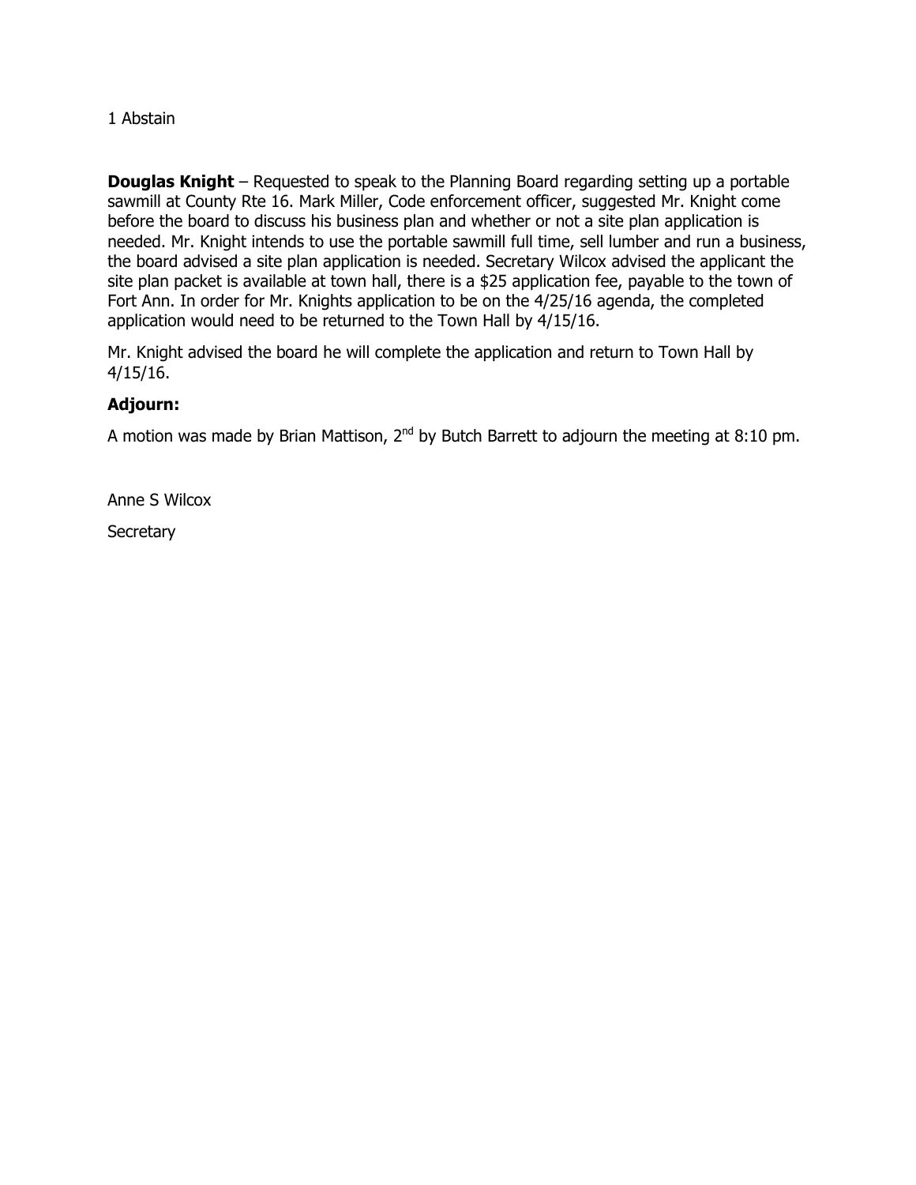1 Abstain

**Douglas Knight** – Requested to speak to the Planning Board regarding setting up a portable sawmill at County Rte 16. Mark Miller, Code enforcement officer, suggested Mr. Knight come before the board to discuss his business plan and whether or not a site plan application is needed. Mr. Knight intends to use the portable sawmill full time, sell lumber and run a business, the board advised a site plan application is needed. Secretary Wilcox advised the applicant the site plan packet is available at town hall, there is a $25 application fee, payable to the town of Fort Ann. In order for Mr. Knights application to be on the 4/25/16 agenda, the completed application would need to be returned to the Town Hall by 4/15/16.

Mr. Knight advised the board he will complete the application and return to Town Hall by 4/15/16.

### Adjourn:

A motion was made by Brian Mattison, 2nd by Butch Barrett to adjourn the meeting at 8:10 pm.

Anne S Wilcox

Secretary